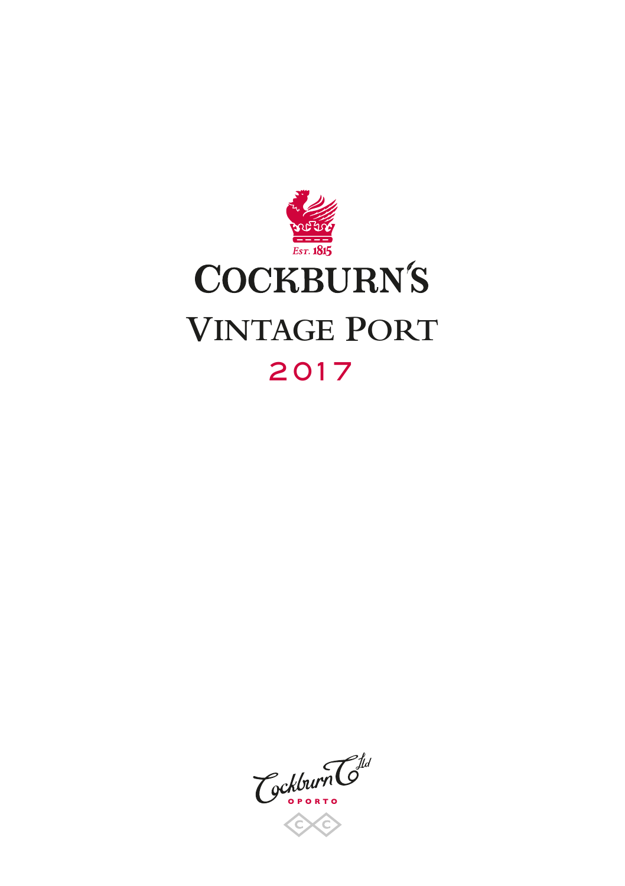Est. 1815

# Cockburn's

# Vintage Port

## 2017

Cockburn Co Ltd

OPORTO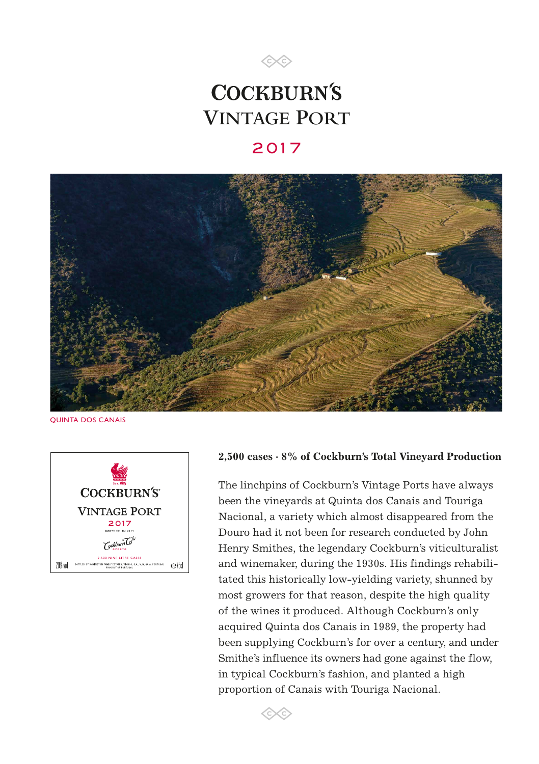# Cockburn's Vintage Port

## 2017

QUINTA DOS CANAIS

**2,500 cases · 8% of Cockburn's Total Vineyard Production**

The linchpins of Cockburn's Vintage Ports have always been the vineyards at Quinta dos Canais and Touriga Nacional, a variety which almost disappeared from the Douro had it not been for research conducted by John Henry Smithes, the legendary Cockburn's viticulturalist and winemaker, during the 1930s. His findings rehabilitated this historically low-yielding variety, shunned by most growers for that reason, despite the high quality of the wines it produced. Although Cockburn's only acquired Quinta dos Canais in 1989, the property had been supplying Cockburn's for over a century, and under Smithe's influence its owners had gone against the flow, in typical Cockburn's fashion, and planted a high proportion of Canais with Touriga Nacional.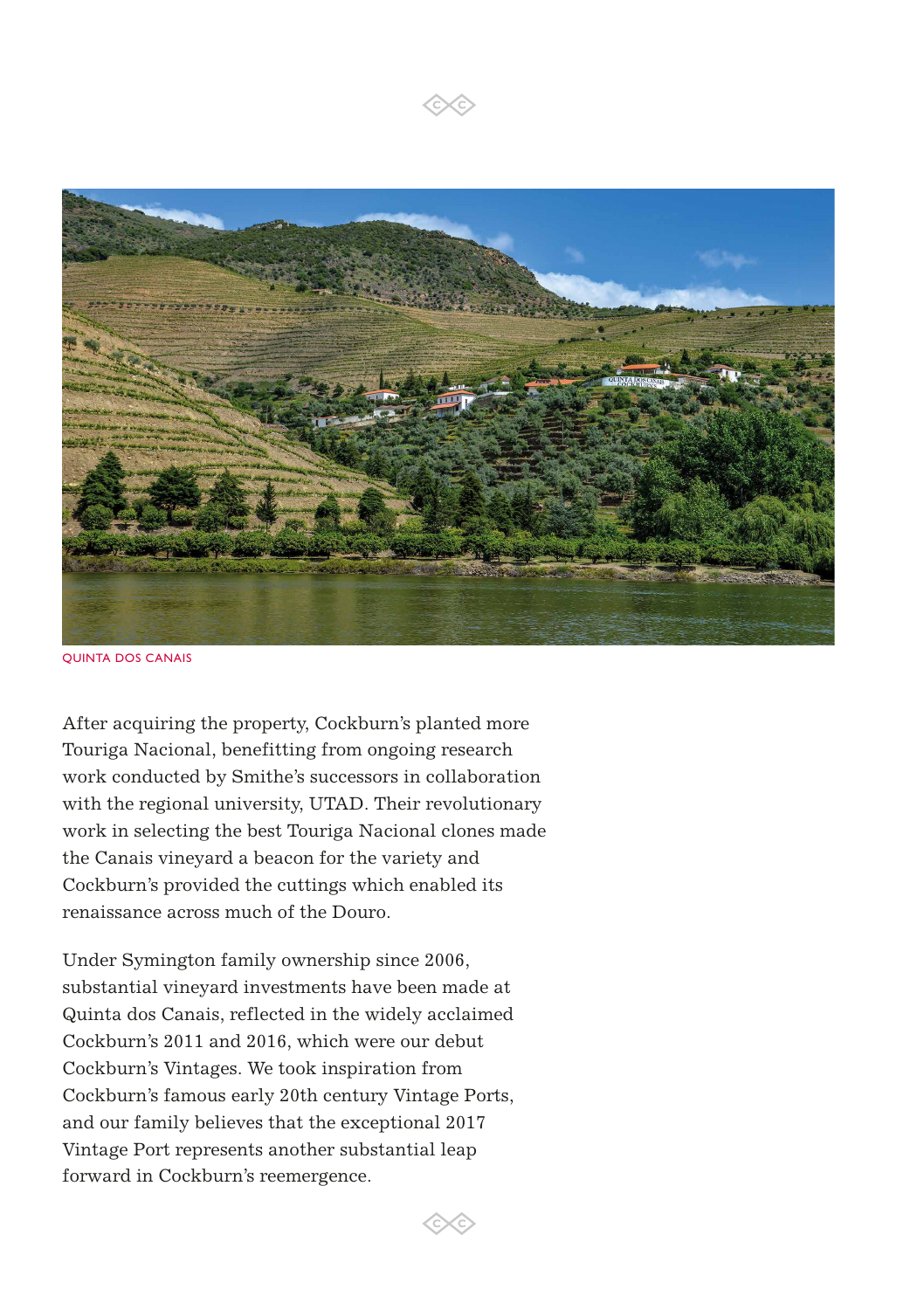QUINTA DOS CANAIS

After acquiring the property, Cockburn's planted more Touriga Nacional, benefitting from ongoing research work conducted by Smithe's successors in collaboration with the regional university, UTAD. Their revolutionary work in selecting the best Touriga Nacional clones made the Canais vineyard a beacon for the variety and Cockburn's provided the cuttings which enabled its renaissance across much of the Douro.

Under Symington family ownership since 2006, substantial vineyard investments have been made at Quinta dos Canais, reflected in the widely acclaimed Cockburn's 2011 and 2016, which were our debut Cockburn's Vintages. We took inspiration from Cockburn's famous early 20th century Vintage Ports, and our family believes that the exceptional 2017 Vintage Port represents another substantial leap forward in Cockburn's reemergence.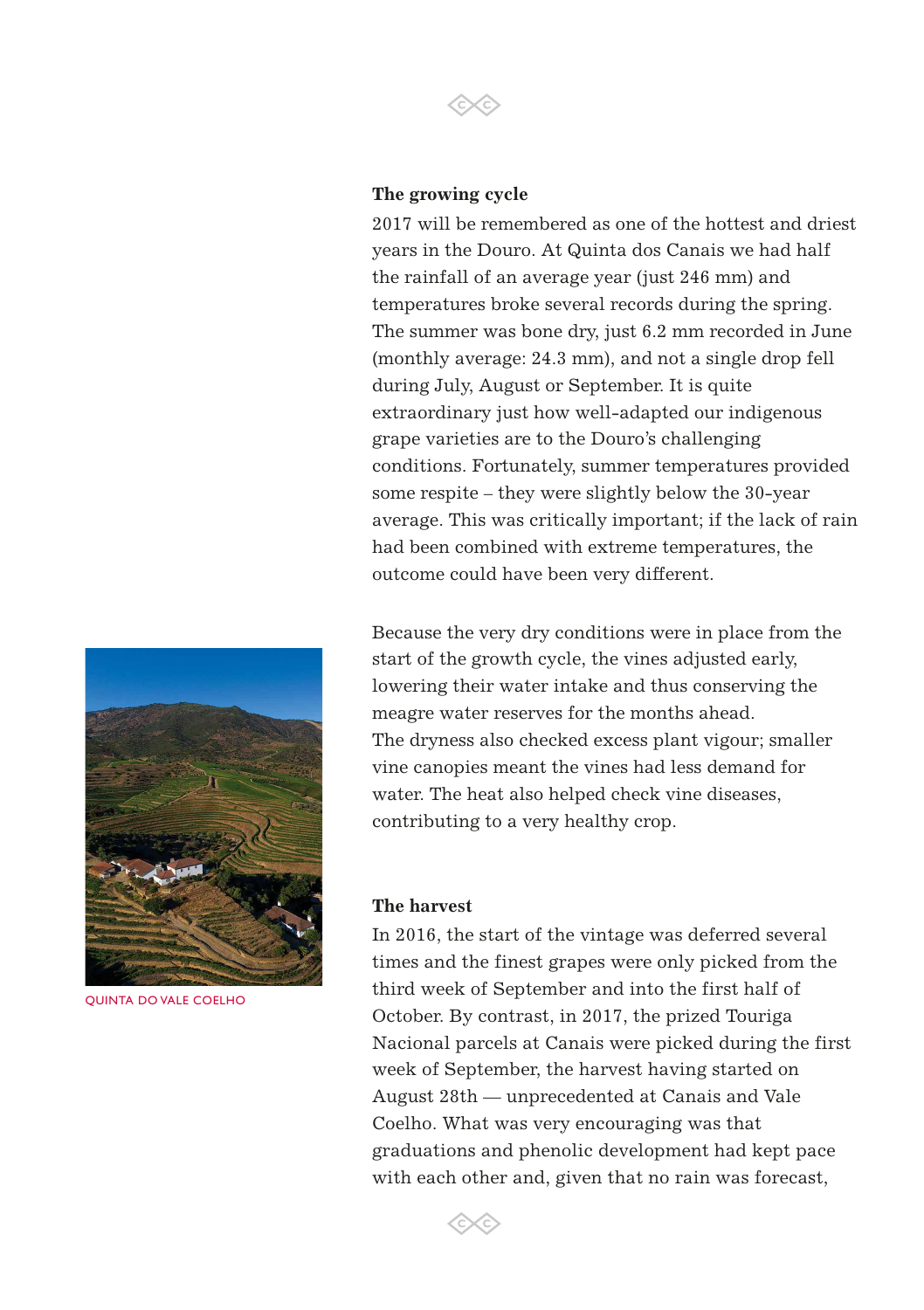### The growing cycle

2017 will be remembered as one of the hottest and driest years in the Douro. At Quinta dos Canais we had half the rainfall of an average year (just 246 mm) and temperatures broke several records during the spring. The summer was bone dry, just 6.2 mm recorded in June (monthly average: 24.3 mm), and not a single drop fell during July, August or September. It is quite extraordinary just how well-adapted our indigenous grape varieties are to the Douro's challenging conditions. Fortunately, summer temperatures provided some respite – they were slightly below the 30-year average. This was critically important; if the lack of rain had been combined with extreme temperatures, the outcome could have been very different.

Because the very dry conditions were in place from the start of the growth cycle, the vines adjusted early, lowering their water intake and thus conserving the meagre water reserves for the months ahead. The dryness also checked excess plant vigour; smaller vine canopies meant the vines had less demand for water. The heat also helped check vine diseases, contributing to a very healthy crop.

QUINTA DO VALE COELHO

### The harvest

In 2016, the start of the vintage was deferred several times and the finest grapes were only picked from the third week of September and into the first half of October. By contrast, in 2017, the prized Touriga Nacional parcels at Canais were picked during the first week of September, the harvest having started on August 28th — unprecedented at Canais and Vale Coelho. What was very encouraging was that graduations and phenolic development had kept pace with each other and, given that no rain was forecast,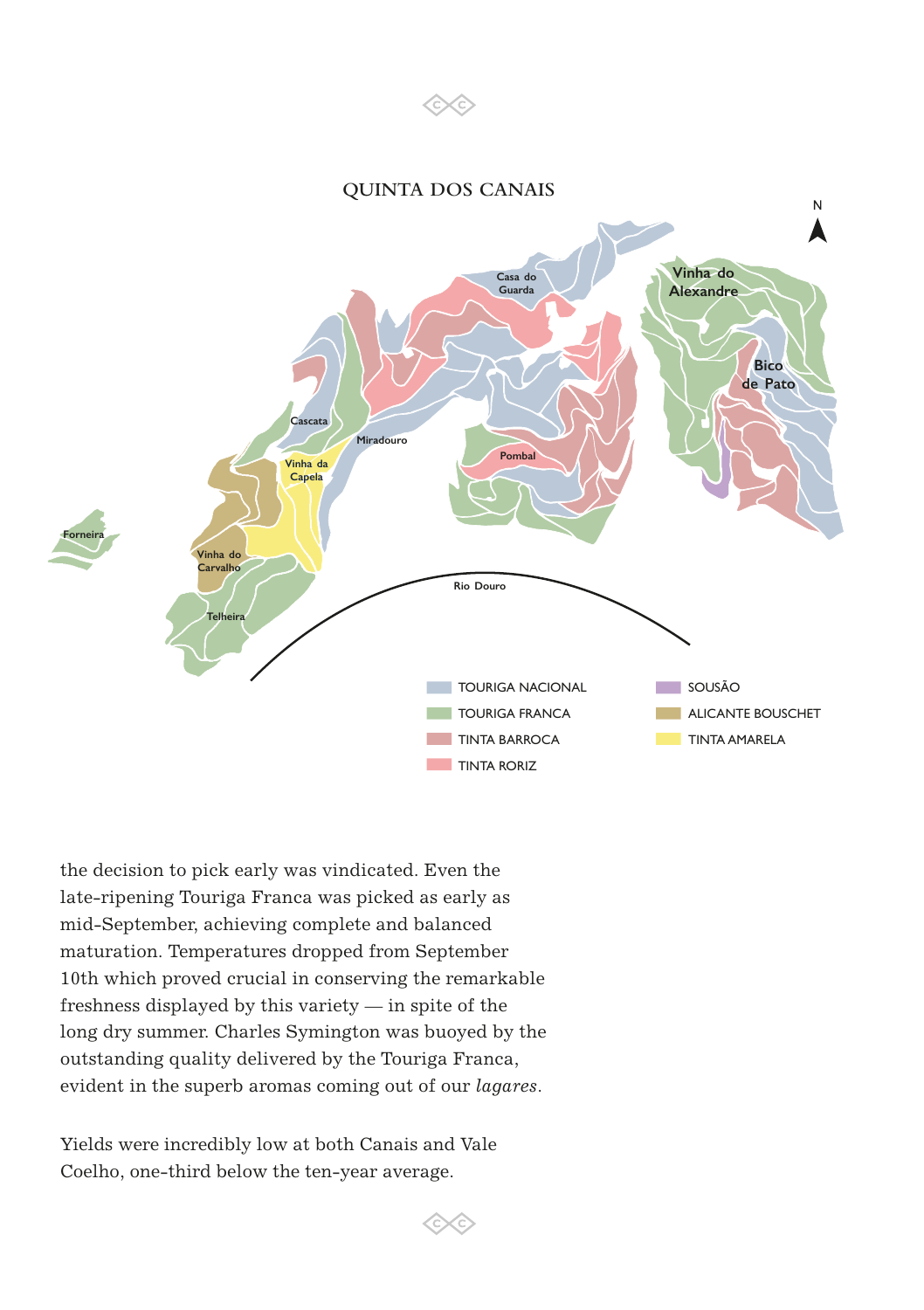## QUINTA DOS CANAIS

N

Casa do Guarda

Vinha do Alexandre

Bico de Pato

Cascata

Miradouro

Vinha da Capela

Pombal

Forneira

Vinha do Carvalho

Telheira

Rio Douro

TOURIGA NACIONAL

TOURIGA FRANCA

TINTA BARROCA

TINTA RORIZ

SOUSÃO

ALICANTE BOUSCHET

TINTA AMARELA

the decision to pick early was vindicated. Even the late-ripening Touriga Franca was picked as early as mid-September, achieving complete and balanced maturation. Temperatures dropped from September 10th which proved crucial in conserving the remarkable freshness displayed by this variety — in spite of the long dry summer. Charles Symington was buoyed by the outstanding quality delivered by the Touriga Franca, evident in the superb aromas coming out of our *lagares*.

Yields were incredibly low at both Canais and Vale Coelho, one-third below the ten-year average.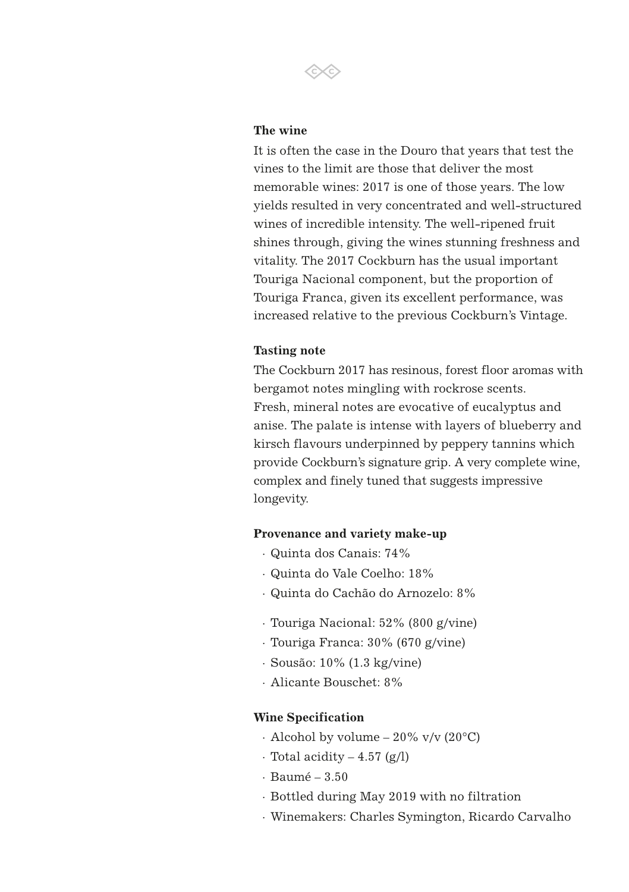### The wine

It is often the case in the Douro that years that test the vines to the limit are those that deliver the most memorable wines: 2017 is one of those years. The low yields resulted in very concentrated and well-structured wines of incredible intensity. The well-ripened fruit shines through, giving the wines stunning freshness and vitality. The 2017 Cockburn has the usual important Touriga Nacional component, but the proportion of Touriga Franca, given its excellent performance, was increased relative to the previous Cockburn's Vintage.

### Tasting note

The Cockburn 2017 has resinous, forest floor aromas with bergamot notes mingling with rockrose scents.
Fresh, mineral notes are evocative of eucalyptus and anise. The palate is intense with layers of blueberry and kirsch flavours underpinned by peppery tannins which provide Cockburn's signature grip. A very complete wine, complex and finely tuned that suggests impressive longevity.

### Provenance and variety make-up

- Quinta dos Canais: 74%
- Quinta do Vale Coelho: 18%
- Quinta do Cachão do Arnozelo: 8%

- Touriga Nacional: 52% (800 g/vine)
- Touriga Franca: 30% (670 g/vine)
- Sousão: 10% (1.3 kg/vine)
- Alicante Bouschet: 8%

### Wine Specification

- Alcohol by volume – 20% v/v (20°C)
- Total acidity – 4.57 (g/l)
- Baumé – 3.50
- Bottled during May 2019 with no filtration
- Winemakers: Charles Symington, Ricardo Carvalho